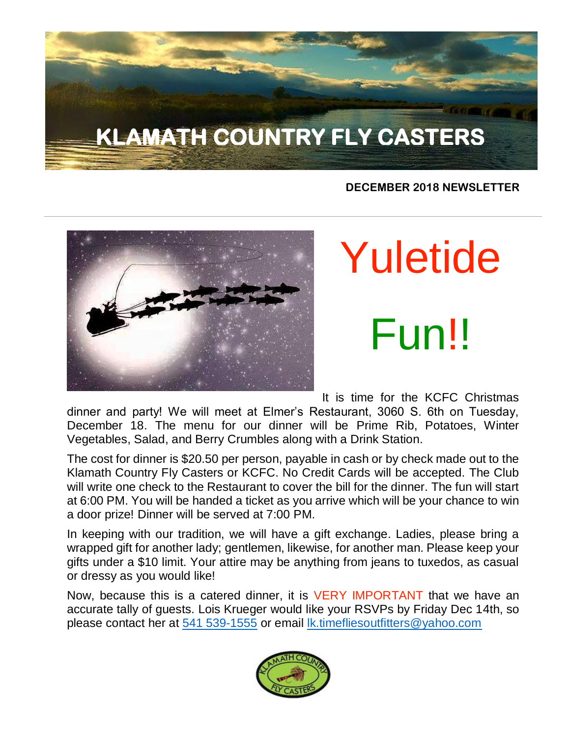# KLAMATH COUNTRY FLY CASTERS

**DECEMBER 2018 NEWSLETTER**

# Yuletide Fun!!

It is time for the KCFC Christmas dinner and party! We will meet at Elmer's Restaurant, 3060 S. 6th on Tuesday, December 18. The menu for our dinner will be Prime Rib, Potatoes, Winter Vegetables, Salad, and Berry Crumbles along with a Drink Station.

The cost for dinner is $20.50 per person, payable in cash or by check made out to the Klamath Country Fly Casters or KCFC. No Credit Cards will be accepted. The Club will write one check to the Restaurant to cover the bill for the dinner. The fun will start at 6:00 PM. You will be handed a ticket as you arrive which will be your chance to win a door prize! Dinner will be served at 7:00 PM.

In keeping with our tradition, we will have a gift exchange. Ladies, please bring a wrapped gift for another lady; gentlemen, likewise, for another man. Please keep your gifts under a $10 limit. Your attire may be anything from jeans to tuxedos, as casual or dressy as you would like!

Now, because this is a catered dinner, it is VERY IMPORTANT that we have an accurate tally of guests. Lois Krueger would like your RSVPs by Friday Dec 14th, so please contact her at 541 539-1555 or email lk.timefliesoutfitters@yahoo.com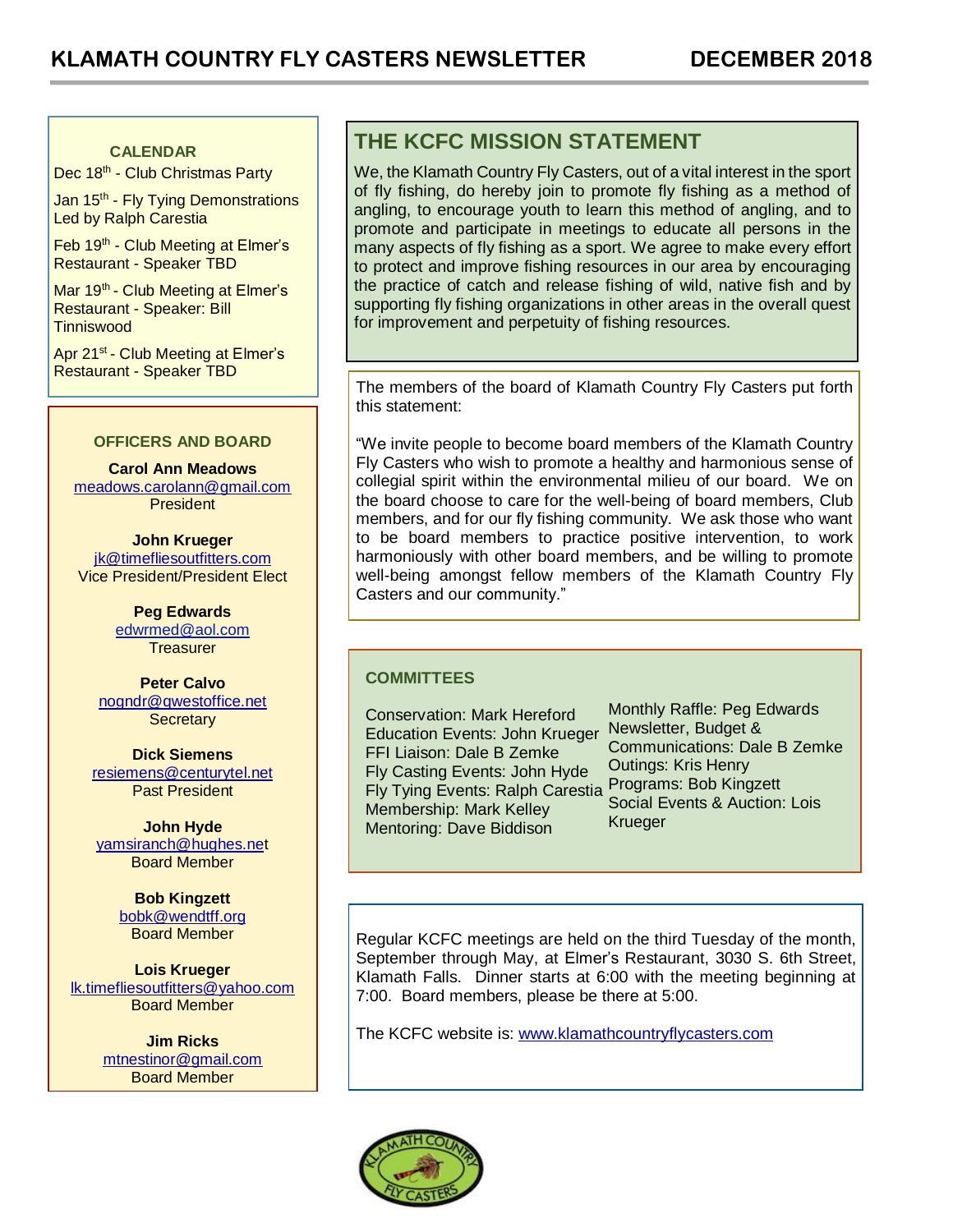# KLAMATH COUNTRY FLY CASTERS NEWSLETTER — DECEMBER 2018

### CALENDAR

Dec 18th - Club Christmas Party

Jan 15th - Fly Tying Demonstrations Led by Ralph Carestia

Feb 19th - Club Meeting at Elmer's Restaurant - Speaker TBD

Mar 19th - Club Meeting at Elmer's Restaurant - Speaker: Bill Tinniswood

Apr 21st - Club Meeting at Elmer's Restaurant - Speaker TBD

### OFFICERS AND BOARD

**Carol Ann Meadows**
meadows.carolann@gmail.com
President

**John Krueger**
jk@timefliesoutfitters.com
Vice President/President Elect

**Peg Edwards**
edwrmed@aol.com
Treasurer

**Peter Calvo**
nogndr@qwestoffice.net
Secretary

**Dick Siemens**
resiemens@centurytel.net
Past President

**John Hyde**
yamsiranch@hughes.net
Board Member

**Bob Kingzett**
bobk@wendtff.org
Board Member

**Lois Krueger**
lk.timefliesoutfitters@yahoo.com
Board Member

**Jim Ricks**
mtnestinor@gmail.com
Board Member

## THE KCFC MISSION STATEMENT

We, the Klamath Country Fly Casters, out of a vital interest in the sport of fly fishing, do hereby join to promote fly fishing as a method of angling, to encourage youth to learn this method of angling, and to promote and participate in meetings to educate all persons in the many aspects of fly fishing as a sport. We agree to make every effort to protect and improve fishing resources in our area by encouraging the practice of catch and release fishing of wild, native fish and by supporting fly fishing organizations in other areas in the overall quest for improvement and perpetuity of fishing resources.

The members of the board of Klamath Country Fly Casters put forth this statement:

"We invite people to become board members of the Klamath Country Fly Casters who wish to promote a healthy and harmonious sense of collegial spirit within the environmental milieu of our board. We on the board choose to care for the well-being of board members, Club members, and for our fly fishing community. We ask those who want to be board members to practice positive intervention, to work harmoniously with other board members, and be willing to promote well-being amongst fellow members of the Klamath Country Fly Casters and our community."

### COMMITTEES

Conservation: Mark Hereford
Education Events: John Krueger
FFI Liaison: Dale B Zemke
Fly Casting Events: John Hyde
Fly Tying Events: Ralph Carestia
Membership: Mark Kelley
Mentoring: Dave Biddison
Monthly Raffle: Peg Edwards
Newsletter, Budget & Communications: Dale B Zemke
Outings: Kris Henry
Programs: Bob Kingzett
Social Events & Auction: Lois Krueger

Regular KCFC meetings are held on the third Tuesday of the month, September through May, at Elmer's Restaurant, 3030 S. 6th Street, Klamath Falls. Dinner starts at 6:00 with the meeting beginning at 7:00. Board members, please be there at 5:00.

The KCFC website is: www.klamathcountryflycasters.com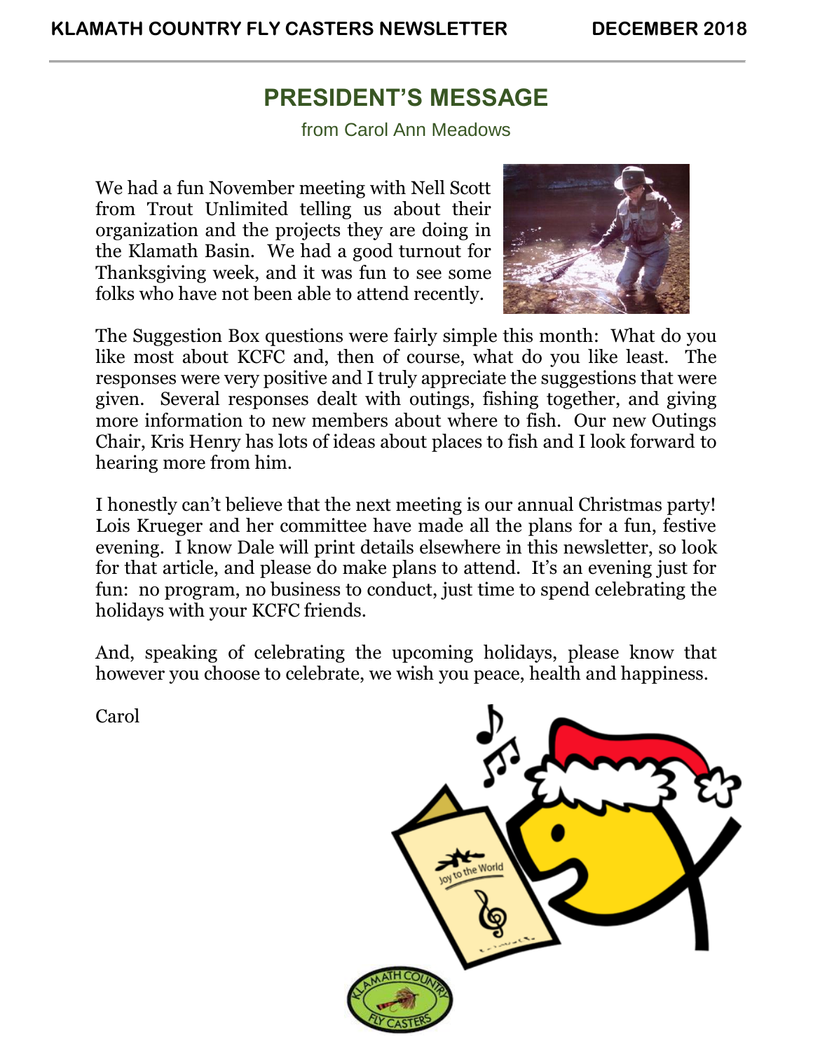# PRESIDENT'S MESSAGE

from Carol Ann Meadows

We had a fun November meeting with Nell Scott from Trout Unlimited telling us about their organization and the projects they are doing in the Klamath Basin. We had a good turnout for Thanksgiving week, and it was fun to see some folks who have not been able to attend recently.

The Suggestion Box questions were fairly simple this month: What do you like most about KCFC and, then of course, what do you like least. The responses were very positive and I truly appreciate the suggestions that were given. Several responses dealt with outings, fishing together, and giving more information to new members about where to fish. Our new Outings Chair, Kris Henry has lots of ideas about places to fish and I look forward to hearing more from him.

I honestly can't believe that the next meeting is our annual Christmas party! Lois Krueger and her committee have made all the plans for a fun, festive evening. I know Dale will print details elsewhere in this newsletter, so look for that article, and please do make plans to attend. It's an evening just for fun: no program, no business to conduct, just time to spend celebrating the holidays with your KCFC friends.

And, speaking of celebrating the upcoming holidays, please know that however you choose to celebrate, we wish you peace, health and happiness.

Carol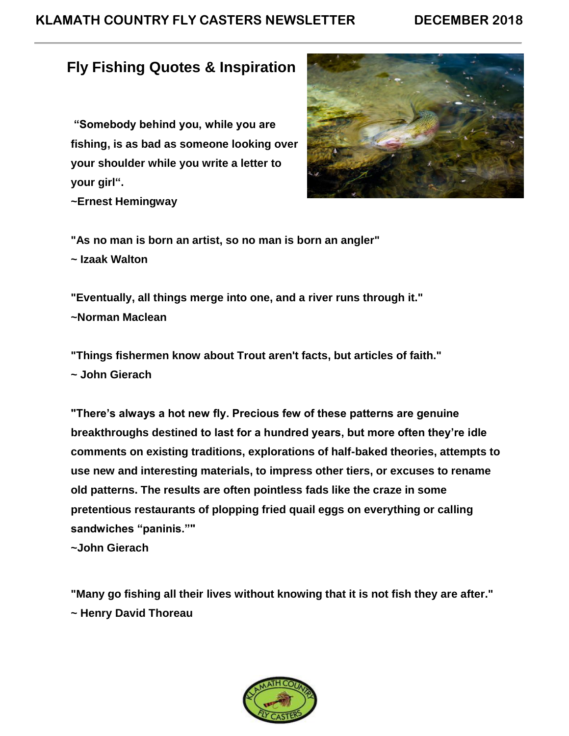# Fly Fishing Quotes & Inspiration

**“Somebody behind you, while you are fishing, is as bad as someone looking over your shoulder while you write a letter to your girl“.**
**~Ernest Hemingway**

**"As no man is born an artist, so no man is born an angler"**
**~ Izaak Walton**

**"Eventually, all things merge into one, and a river runs through it."**
**~Norman Maclean**

**"Things fishermen know about Trout aren't facts, but articles of faith."**
**~ John Gierach**

**"There’s always a hot new fly. Precious few of these patterns are genuine breakthroughs destined to last for a hundred years, but more often they’re idle comments on existing traditions, explorations of half-baked theories, attempts to use new and interesting materials, to impress other tiers, or excuses to rename old patterns. The results are often pointless fads like the craze in some pretentious restaurants of plopping fried quail eggs on everything or calling sandwiches “paninis.”"**
**~John Gierach**

**"Many go fishing all their lives without knowing that it is not fish they are after."**
**~ Henry David Thoreau**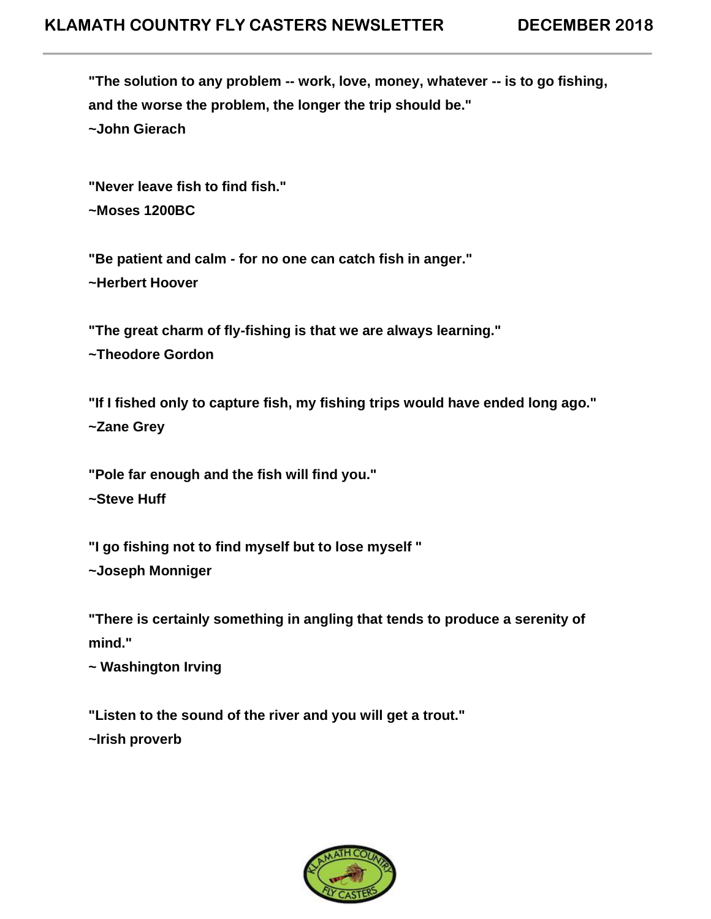**"The solution to any problem -- work, love, money, whatever -- is to go fishing, and the worse the problem, the longer the trip should be."**
**~John Gierach**

**"Never leave fish to find fish."**
**~Moses 1200BC**

**"Be patient and calm - for no one can catch fish in anger."**
**~Herbert Hoover**

**"The great charm of fly-fishing is that we are always learning."**
**~Theodore Gordon**

**"If I fished only to capture fish, my fishing trips would have ended long ago."**
**~Zane Grey**

**"Pole far enough and the fish will find you."**
**~Steve Huff**

**"I go fishing not to find myself but to lose myself "**
**~Joseph Monniger**

**"There is certainly something in angling that tends to produce a serenity of mind."**
**~ Washington Irving**

**"Listen to the sound of the river and you will get a trout."**
**~Irish proverb**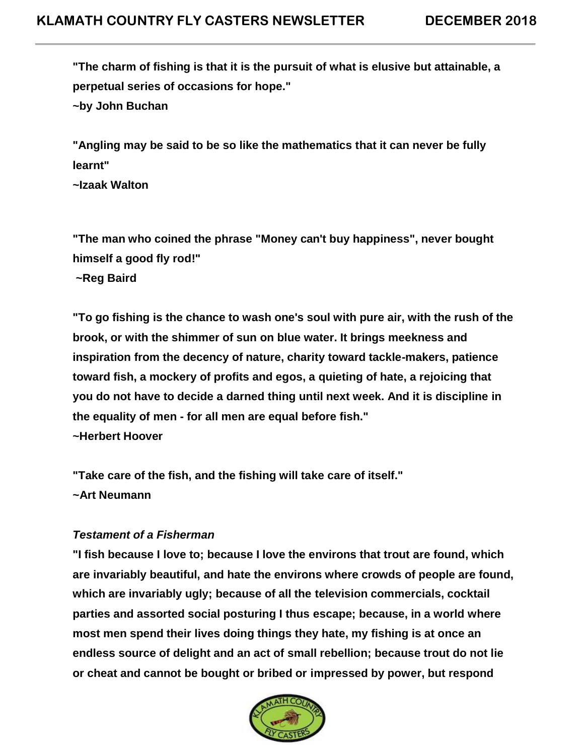**"The charm of fishing is that it is the pursuit of what is elusive but attainable, a perpetual series of occasions for hope."**
**~by John Buchan**

**"Angling may be said to be so like the mathematics that it can never be fully learnt"**
**~Izaak Walton**

**"The man who coined the phrase "Money can't buy happiness", never bought himself a good fly rod!"**
**~Reg Baird**

**"To go fishing is the chance to wash one's soul with pure air, with the rush of the brook, or with the shimmer of sun on blue water. It brings meekness and inspiration from the decency of nature, charity toward tackle-makers, patience toward fish, a mockery of profits and egos, a quieting of hate, a rejoicing that you do not have to decide a darned thing until next week. And it is discipline in the equality of men - for all men are equal before fish."**
**~Herbert Hoover**

**"Take care of the fish, and the fishing will take care of itself."**
**~Art Neumann**

***Testament of a Fisherman***
**"I fish because I love to; because I love the environs that trout are found, which are invariably beautiful, and hate the environs where crowds of people are found, which are invariably ugly; because of all the television commercials, cocktail parties and assorted social posturing I thus escape; because, in a world where most men spend their lives doing things they hate, my fishing is at once an endless source of delight and an act of small rebellion; because trout do not lie or cheat and cannot be bought or bribed or impressed by power, but respond**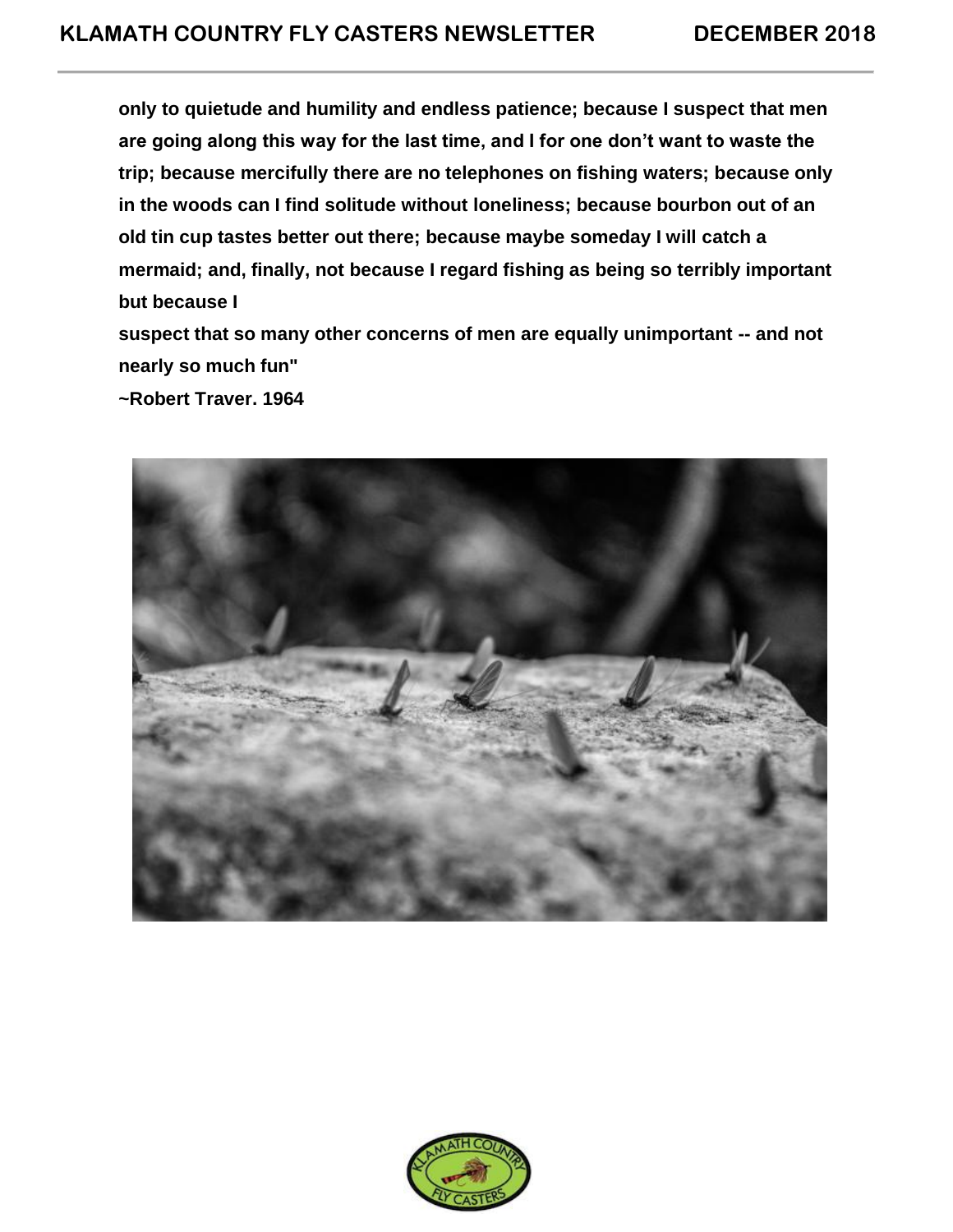**only to quietude and humility and endless patience; because I suspect that men are going along this way for the last time, and I for one don't want to waste the trip; because mercifully there are no telephones on fishing waters; because only in the woods can I find solitude without loneliness; because bourbon out of an old tin cup tastes better out there; because maybe someday I will catch a mermaid; and, finally, not because I regard fishing as being so terribly important but because I**

**suspect that so many other concerns of men are equally unimportant -- and not nearly so much fun"**

**~Robert Traver. 1964**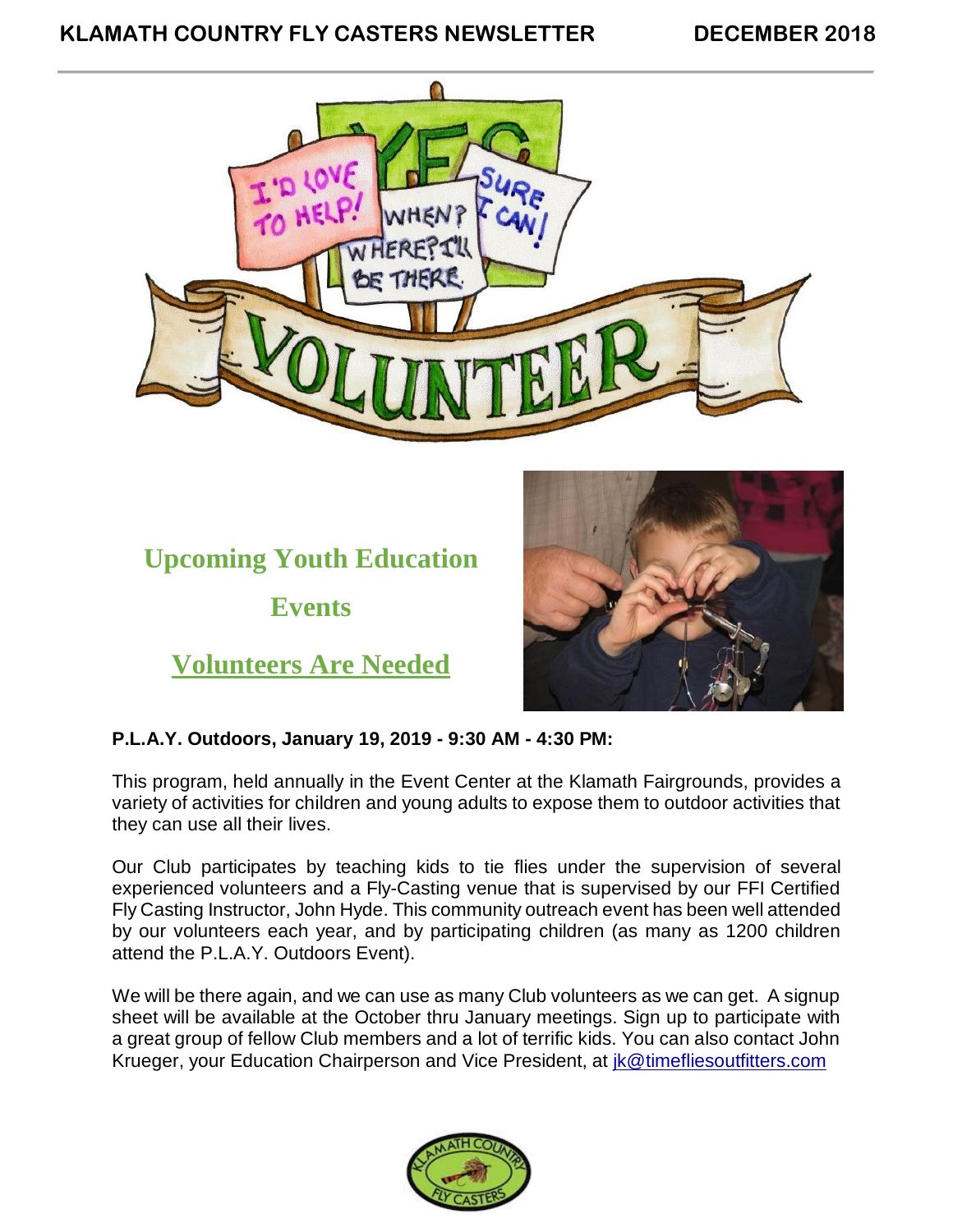## Upcoming Youth Education Events

## Volunteers Are Needed

**P.L.A.Y. Outdoors, January 19, 2019 - 9:30 AM - 4:30 PM:**

This program, held annually in the Event Center at the Klamath Fairgrounds, provides a variety of activities for children and young adults to expose them to outdoor activities that they can use all their lives.

Our Club participates by teaching kids to tie flies under the supervision of several experienced volunteers and a Fly-Casting venue that is supervised by our FFI Certified Fly Casting Instructor, John Hyde. This community outreach event has been well attended by our volunteers each year, and by participating children (as many as 1200 children attend the P.L.A.Y. Outdoors Event).

We will be there again, and we can use as many Club volunteers as we can get. A signup sheet will be available at the October thru January meetings. Sign up to participate with a great group of fellow Club members and a lot of terrific kids. You can also contact John Krueger, your Education Chairperson and Vice President, at jk@timefliesoutfitters.com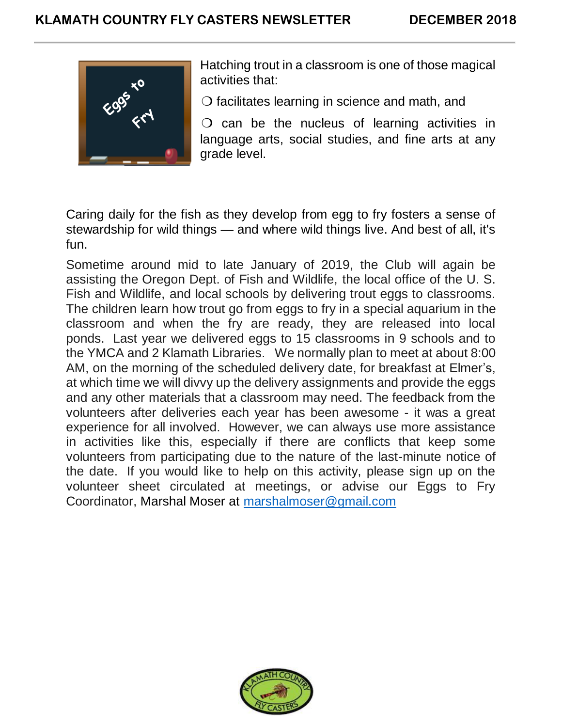Hatching trout in a classroom is one of those magical activities that:

❍ facilitates learning in science and math, and

❍ can be the nucleus of learning activities in language arts, social studies, and fine arts at any grade level.

Caring daily for the fish as they develop from egg to fry fosters a sense of stewardship for wild things — and where wild things live. And best of all, it's fun.

Sometime around mid to late January of 2019, the Club will again be assisting the Oregon Dept. of Fish and Wildlife, the local office of the U. S. Fish and Wildlife, and local schools by delivering trout eggs to classrooms. The children learn how trout go from eggs to fry in a special aquarium in the classroom and when the fry are ready, they are released into local ponds. Last year we delivered eggs to 15 classrooms in 9 schools and to the YMCA and 2 Klamath Libraries. We normally plan to meet at about 8:00 AM, on the morning of the scheduled delivery date, for breakfast at Elmer's, at which time we will divvy up the delivery assignments and provide the eggs and any other materials that a classroom may need. The feedback from the volunteers after deliveries each year has been awesome - it was a great experience for all involved. However, we can always use more assistance in activities like this, especially if there are conflicts that keep some volunteers from participating due to the nature of the last-minute notice of the date. If you would like to help on this activity, please sign up on the volunteer sheet circulated at meetings, or advise our Eggs to Fry Coordinator, Marshal Moser at marshalmoser@gmail.com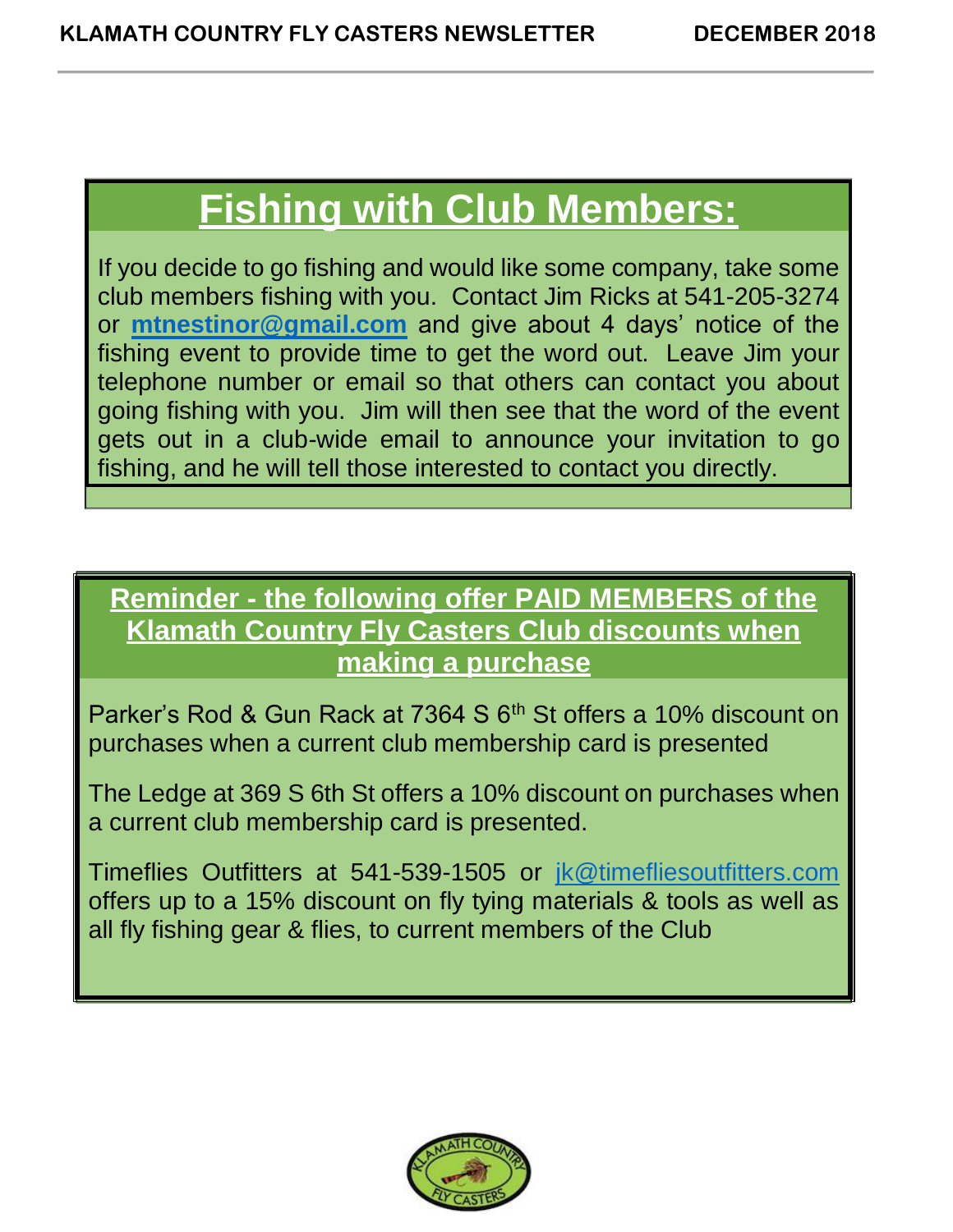# Fishing with Club Members:

If you decide to go fishing and would like some company, take some club members fishing with you. Contact Jim Ricks at 541-205-3274 or **mtnestinor@gmail.com** and give about 4 days' notice of the fishing event to provide time to get the word out. Leave Jim your telephone number or email so that others can contact you about going fishing with you. Jim will then see that the word of the event gets out in a club-wide email to announce your invitation to go fishing, and he will tell those interested to contact you directly.

## Reminder - the following offer PAID MEMBERS of the Klamath Country Fly Casters Club discounts when making a purchase

Parker's Rod & Gun Rack at 7364 S 6th St offers a 10% discount on purchases when a current club membership card is presented

The Ledge at 369 S 6th St offers a 10% discount on purchases when a current club membership card is presented.

Timeflies Outfitters at 541-539-1505 or jk@timefliesoutfitters.com offers up to a 15% discount on fly tying materials & tools as well as all fly fishing gear & flies, to current members of the Club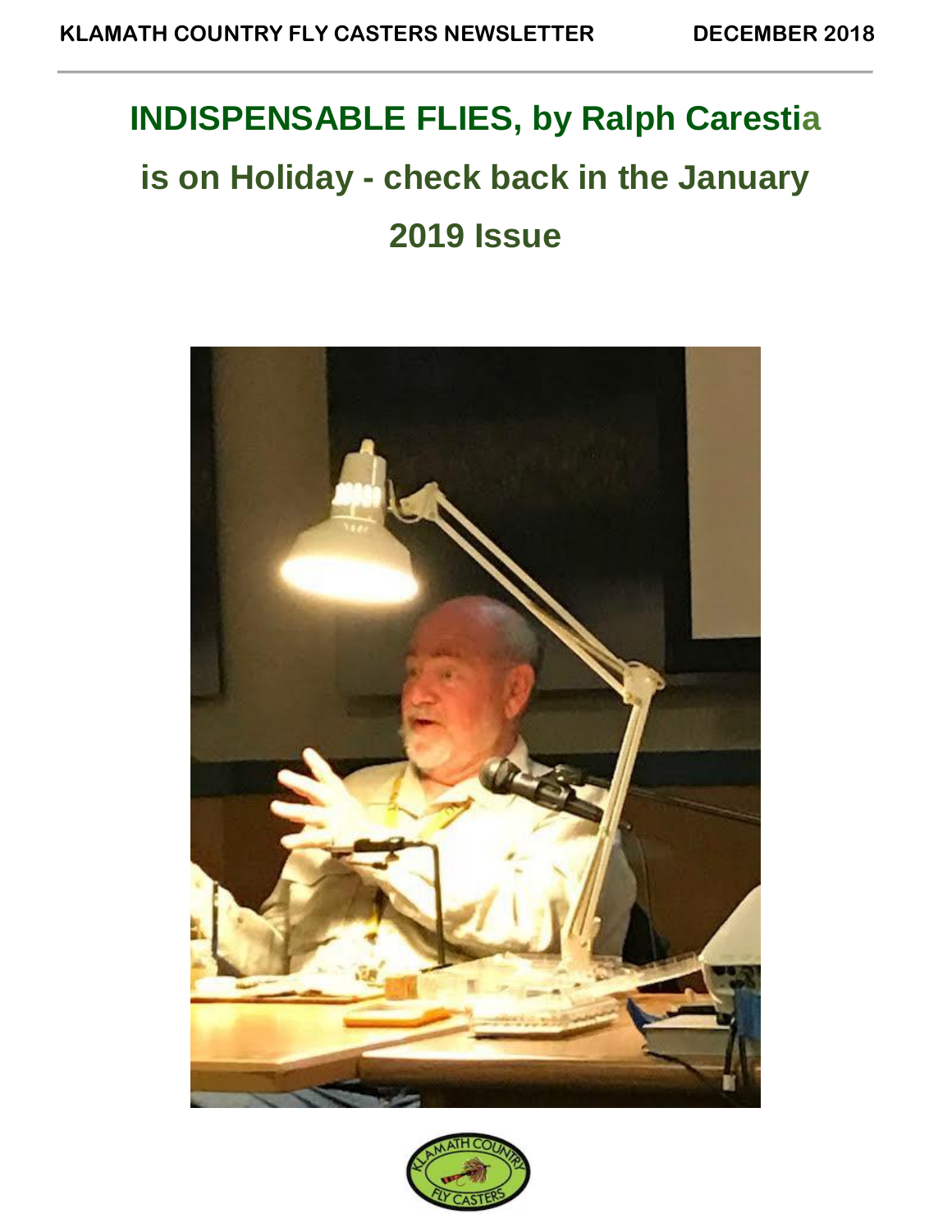# INDISPENSABLE FLIES, by Ralph Carestia

## is on Holiday - check back in the January 2019 Issue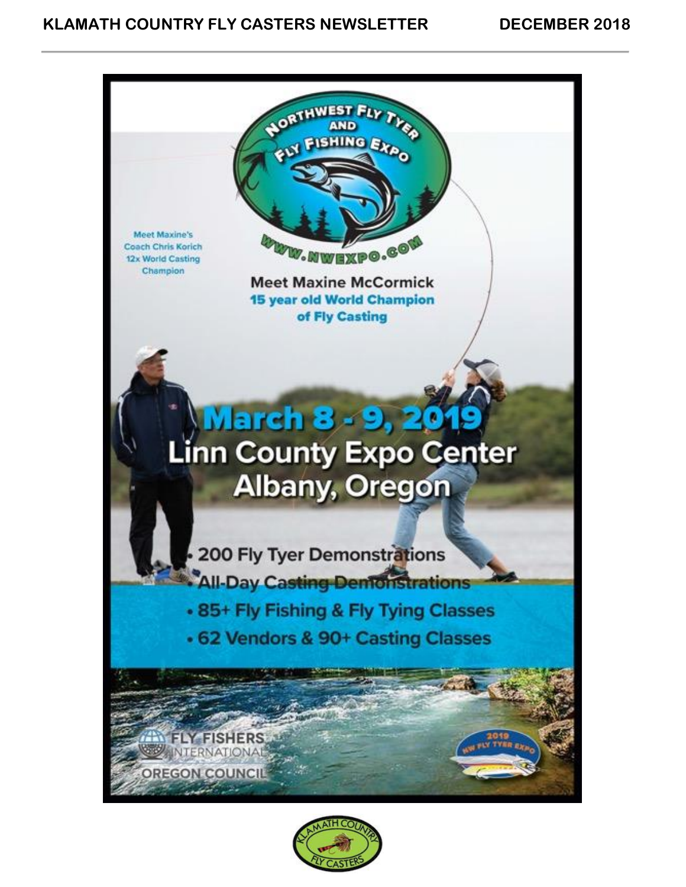NORTHWEST FLY TYER AND FLY FISHING EXPO

WWW.NWEXPO.COM

Meet Maxine's Coach Chris Korich 12x World Casting Champion

Meet Maxine McCormick
15 year old World Champion of Fly Casting

March 8 - 9, 2019
Linn County Expo Center
Albany, Oregon

- 200 Fly Tyer Demonstrations
- All-Day Casting Demonstrations
- 85+ Fly Fishing & Fly Tying Classes
- 62 Vendors & 90+ Casting Classes

FLY FISHERS INTERNATIONAL
OREGON COUNCIL

2019 NW FLY TYER EXPO

KLAMATH COUNTRY FLY CASTERS